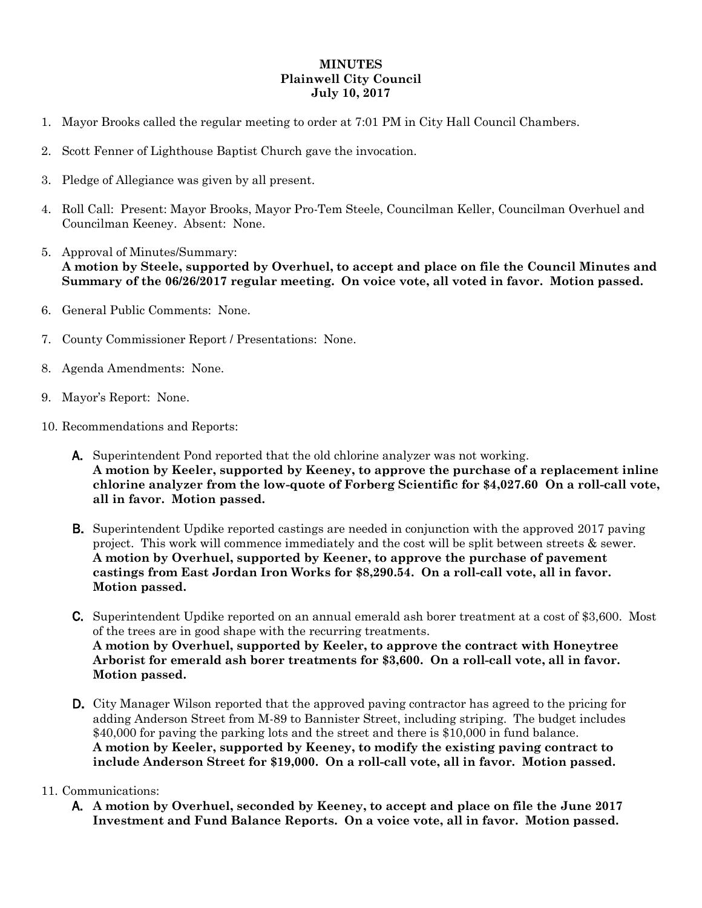# MINUTES
## Plainwell City Council
## July 10, 2017

1. Mayor Brooks called the regular meeting to order at 7:01 PM in City Hall Council Chambers.

2. Scott Fenner of Lighthouse Baptist Church gave the invocation.

3. Pledge of Allegiance was given by all present.

4. Roll Call: Present: Mayor Brooks, Mayor Pro-Tem Steele, Councilman Keller, Councilman Overhuel and Councilman Keeney. Absent: None.

5. Approval of Minutes/Summary:
   **A motion by Steele, supported by Overhuel, to accept and place on file the Council Minutes and Summary of the 06/26/2017 regular meeting. On voice vote, all voted in favor. Motion passed.**

6. General Public Comments: None.

7. County Commissioner Report / Presentations: None.

8. Agenda Amendments: None.

9. Mayor's Report: None.

10. Recommendations and Reports:

    **A.** Superintendent Pond reported that the old chlorine analyzer was not working.
    **A motion by Keeler, supported by Keeney, to approve the purchase of a replacement inline chlorine analyzer from the low-quote of Forberg Scientific for $4,027.60 On a roll-call vote, all in favor. Motion passed.**

    **B.** Superintendent Updike reported castings are needed in conjunction with the approved 2017 paving project. This work will commence immediately and the cost will be split between streets & sewer.
    **A motion by Overhuel, supported by Keener, to approve the purchase of pavement castings from East Jordan Iron Works for $8,290.54. On a roll-call vote, all in favor. Motion passed.**

    **C.** Superintendent Updike reported on an annual emerald ash borer treatment at a cost of $3,600. Most of the trees are in good shape with the recurring treatments.
    **A motion by Overhuel, supported by Keeler, to approve the contract with Honeytree Arborist for emerald ash borer treatments for $3,600. On a roll-call vote, all in favor. Motion passed.**

    **D.** City Manager Wilson reported that the approved paving contractor has agreed to the pricing for adding Anderson Street from M-89 to Bannister Street, including striping. The budget includes $40,000 for paving the parking lots and the street and there is $10,000 in fund balance.
    **A motion by Keeler, supported by Keeney, to modify the existing paving contract to include Anderson Street for $19,000. On a roll-call vote, all in favor. Motion passed.**

11. Communications:

    **A. A motion by Overhuel, seconded by Keeney, to accept and place on file the June 2017 Investment and Fund Balance Reports. On a voice vote, all in favor. Motion passed.**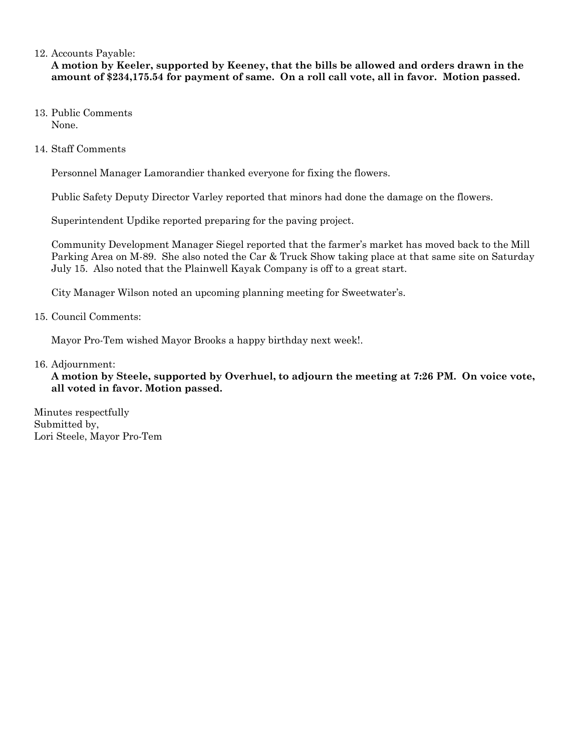12. Accounts Payable:

    **A motion by Keeler, supported by Keeney, that the bills be allowed and orders drawn in the amount of $234,175.54 for payment of same. On a roll call vote, all in favor. Motion passed.**

13. Public Comments

    None.

14. Staff Comments

    Personnel Manager Lamorandier thanked everyone for fixing the flowers.

    Public Safety Deputy Director Varley reported that minors had done the damage on the flowers.

    Superintendent Updike reported preparing for the paving project.

    Community Development Manager Siegel reported that the farmer's market has moved back to the Mill Parking Area on M-89. She also noted the Car & Truck Show taking place at that same site on Saturday July 15. Also noted that the Plainwell Kayak Company is off to a great start.

    City Manager Wilson noted an upcoming planning meeting for Sweetwater's.

15. Council Comments:

    Mayor Pro-Tem wished Mayor Brooks a happy birthday next week!.

16. Adjournment:

    **A motion by Steele, supported by Overhuel, to adjourn the meeting at 7:26 PM. On voice vote, all voted in favor. Motion passed.**

Minutes respectfully
Submitted by,
Lori Steele, Mayor Pro-Tem